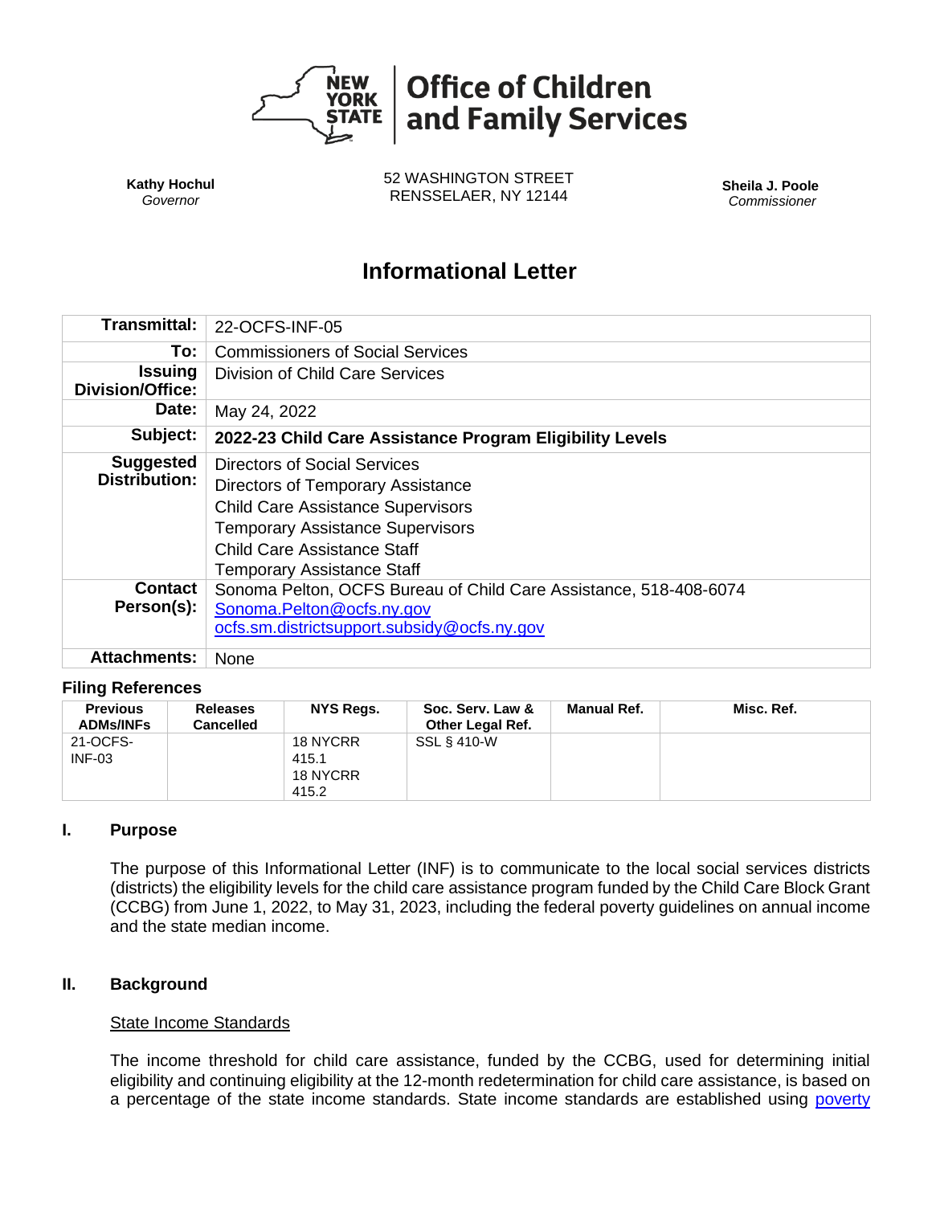# Office of Children and Family Services

**Kathy Hochul**
*Governor*

52 WASHINGTON STREET
RENSSELAER, NY 12144

**Sheila J. Poole**
*Commissioner*

## Informational Letter

| | |
|---|---|
| **Transmittal:** | 22-OCFS-INF-05 |
| **To:** | Commissioners of Social Services |
| **Issuing Division/Office:** | Division of Child Care Services |
| **Date:** | May 24, 2022 |
| **Subject:** | **2022-23 Child Care Assistance Program Eligibility Levels** |
| **Suggested Distribution:** | Directors of Social Services<br>Directors of Temporary Assistance<br>Child Care Assistance Supervisors<br>Temporary Assistance Supervisors<br>Child Care Assistance Staff<br>Temporary Assistance Staff |
| **Contact Person(s):** | Sonoma Pelton, OCFS Bureau of Child Care Assistance, 518-408-6074<br>Sonoma.Pelton@ocfs.ny.gov<br>ocfs.sm.districtsupport.subsidy@ocfs.ny.gov |
| **Attachments:** | None |

### Filing References

| Previous ADMs/INFs | Releases Cancelled | NYS Regs. | Soc. Serv. Law & Other Legal Ref. | Manual Ref. | Misc. Ref. |
|---|---|---|---|---|---|
| 21-OCFS-INF-03 | | 18 NYCRR 415.1<br>18 NYCRR 415.2 | SSL § 410-W | | |

### I. Purpose

The purpose of this Informational Letter (INF) is to communicate to the local social services districts (districts) the eligibility levels for the child care assistance program funded by the Child Care Block Grant (CCBG) from June 1, 2022, to May 31, 2023, including the federal poverty guidelines on annual income and the state median income.

### II. Background

State Income Standards

The income threshold for child care assistance, funded by the CCBG, used for determining initial eligibility and continuing eligibility at the 12-month redetermination for child care assistance, is based on a percentage of the state income standards. State income standards are established using poverty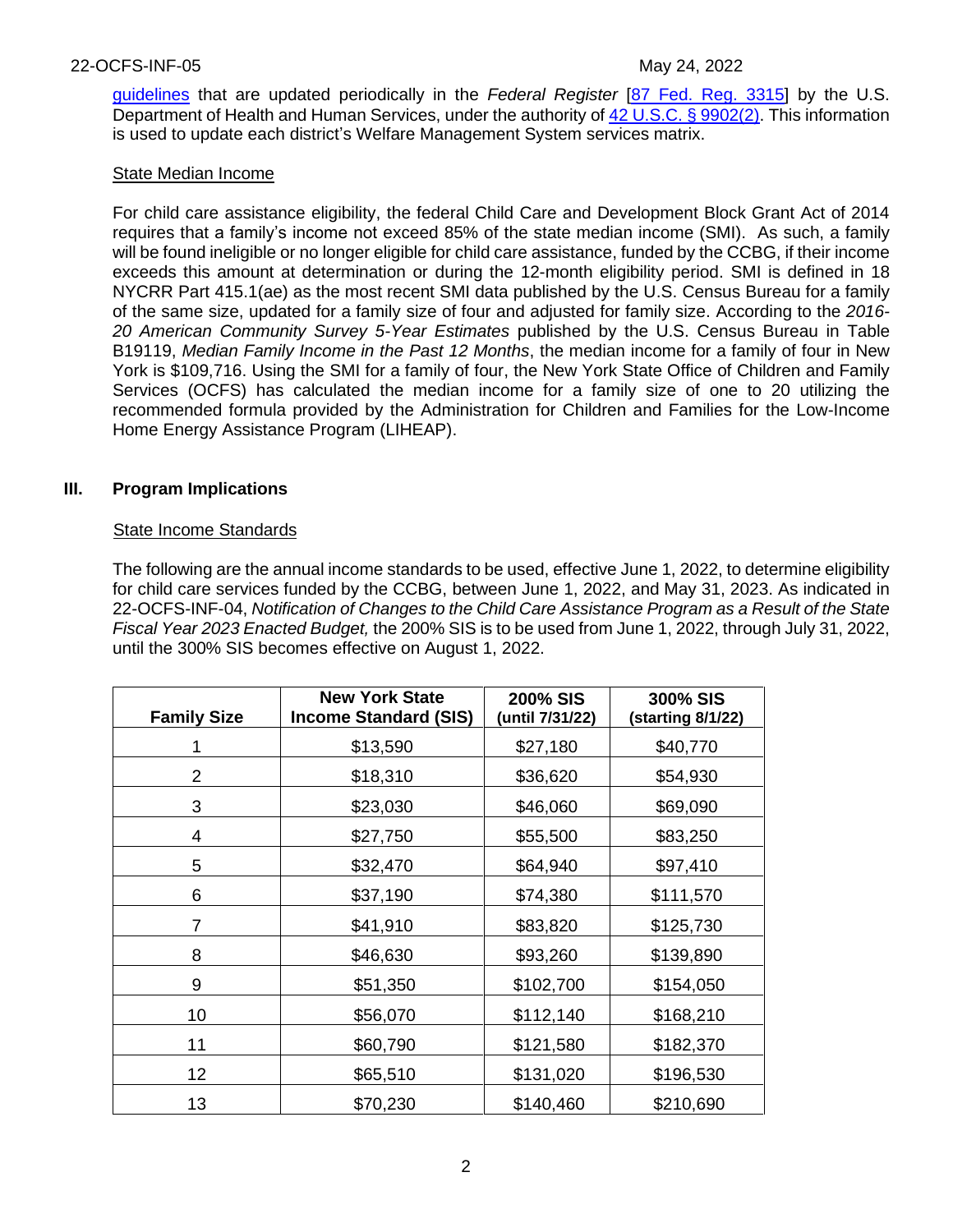guidelines that are updated periodically in the *Federal Register* [87 Fed. Reg. 3315] by the U.S. Department of Health and Human Services, under the authority of 42 U.S.C. § 9902(2). This information is used to update each district's Welfare Management System services matrix.

<u>State Median Income</u>

For child care assistance eligibility, the federal Child Care and Development Block Grant Act of 2014 requires that a family's income not exceed 85% of the state median income (SMI). As such, a family will be found ineligible or no longer eligible for child care assistance, funded by the CCBG, if their income exceeds this amount at determination or during the 12-month eligibility period. SMI is defined in 18 NYCRR Part 415.1(ae) as the most recent SMI data published by the U.S. Census Bureau for a family of the same size, updated for a family size of four and adjusted for family size. According to the *2016-20 American Community Survey 5-Year Estimates* published by the U.S. Census Bureau in Table B19119, *Median Family Income in the Past 12 Months*, the median income for a family of four in New York is $109,716. Using the SMI for a family of four, the New York State Office of Children and Family Services (OCFS) has calculated the median income for a family size of one to 20 utilizing the recommended formula provided by the Administration for Children and Families for the Low-Income Home Energy Assistance Program (LIHEAP).

## III. Program Implications

<u>State Income Standards</u>

The following are the annual income standards to be used, effective June 1, 2022, to determine eligibility for child care services funded by the CCBG, between June 1, 2022, and May 31, 2023. As indicated in 22-OCFS-INF-04, *Notification of Changes to the Child Care Assistance Program as a Result of the State Fiscal Year 2023 Enacted Budget,* the 200% SIS is to be used from June 1, 2022, through July 31, 2022, until the 300% SIS becomes effective on August 1, 2022.

| Family Size | New York State Income Standard (SIS) | 200% SIS (until 7/31/22) | 300% SIS (starting 8/1/22) |
|---|---|---|---|
| 1 | $13,590 | $27,180 | $40,770 |
| 2 | $18,310 | $36,620 | $54,930 |
| 3 | $23,030 | $46,060 | $69,090 |
| 4 | $27,750 | $55,500 | $83,250 |
| 5 | $32,470 | $64,940 | $97,410 |
| 6 | $37,190 | $74,380 | $111,570 |
| 7 | $41,910 | $83,820 | $125,730 |
| 8 | $46,630 | $93,260 | $139,890 |
| 9 | $51,350 | $102,700 | $154,050 |
| 10 | $56,070 | $112,140 | $168,210 |
| 11 | $60,790 | $121,580 | $182,370 |
| 12 | $65,510 | $131,020 | $196,530 |
| 13 | $70,230 | $140,460 | $210,690 |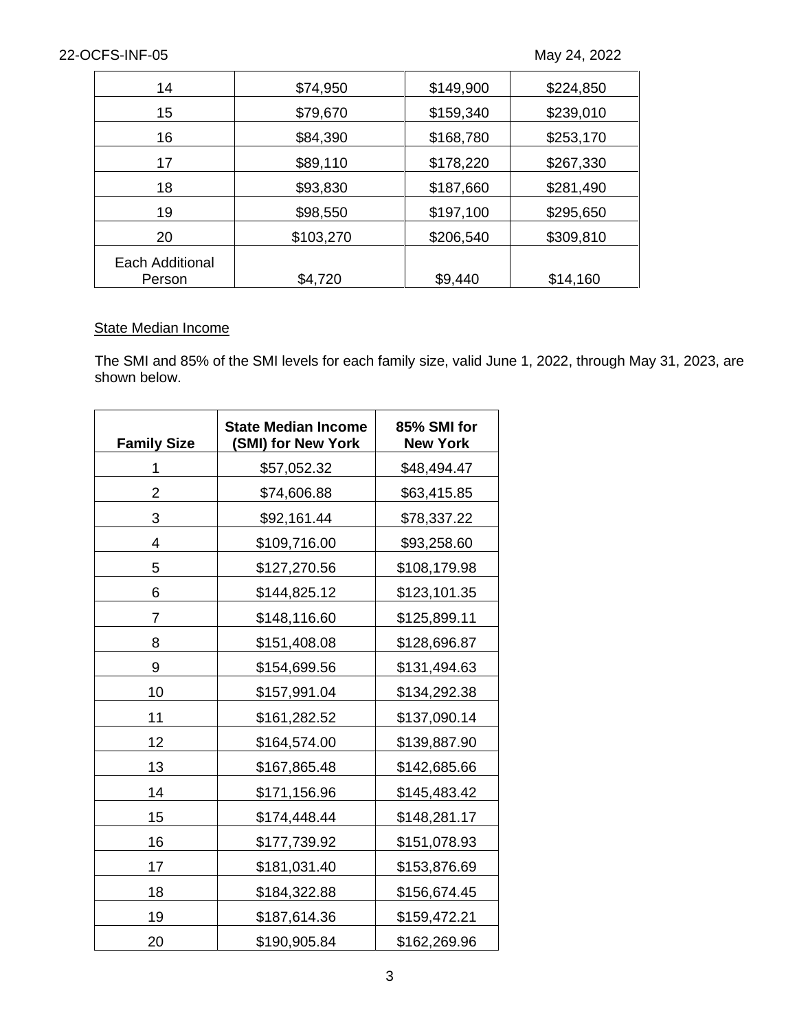| | | | |
|---|---|---|---|
| 14 | $74,950 | $149,900 | $224,850 |
| 15 | $79,670 | $159,340 | $239,010 |
| 16 | $84,390 | $168,780 | $253,170 |
| 17 | $89,110 | $178,220 | $267,330 |
| 18 | $93,830 | $187,660 | $281,490 |
| 19 | $98,550 | $197,100 | $295,650 |
| 20 | $103,270 | $206,540 | $309,810 |
| Each Additional Person | $4,720 | $9,440 | $14,160 |

State Median Income

The SMI and 85% of the SMI levels for each family size, valid June 1, 2022, through May 31, 2023, are shown below.

| Family Size | State Median Income (SMI) for New York | 85% SMI for New York |
|---|---|---|
| 1 | $57,052.32 | $48,494.47 |
| 2 | $74,606.88 | $63,415.85 |
| 3 | $92,161.44 | $78,337.22 |
| 4 | $109,716.00 | $93,258.60 |
| 5 | $127,270.56 | $108,179.98 |
| 6 | $144,825.12 | $123,101.35 |
| 7 | $148,116.60 | $125,899.11 |
| 8 | $151,408.08 | $128,696.87 |
| 9 | $154,699.56 | $131,494.63 |
| 10 | $157,991.04 | $134,292.38 |
| 11 | $161,282.52 | $137,090.14 |
| 12 | $164,574.00 | $139,887.90 |
| 13 | $167,865.48 | $142,685.66 |
| 14 | $171,156.96 | $145,483.42 |
| 15 | $174,448.44 | $148,281.17 |
| 16 | $177,739.92 | $151,078.93 |
| 17 | $181,031.40 | $153,876.69 |
| 18 | $184,322.88 | $156,674.45 |
| 19 | $187,614.36 | $159,472.21 |
| 20 | $190,905.84 | $162,269.96 |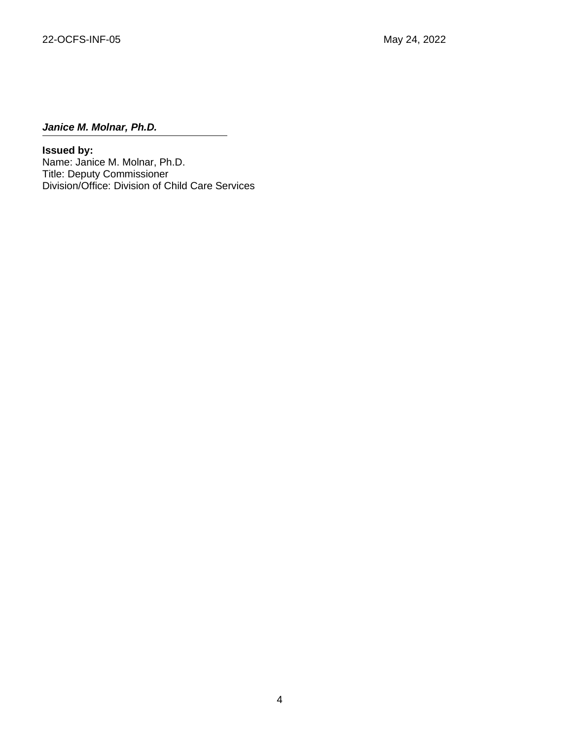***Janice M. Molnar, Ph.D.***

**Issued by:**
Name: Janice M. Molnar, Ph.D.
Title: Deputy Commissioner
Division/Office: Division of Child Care Services